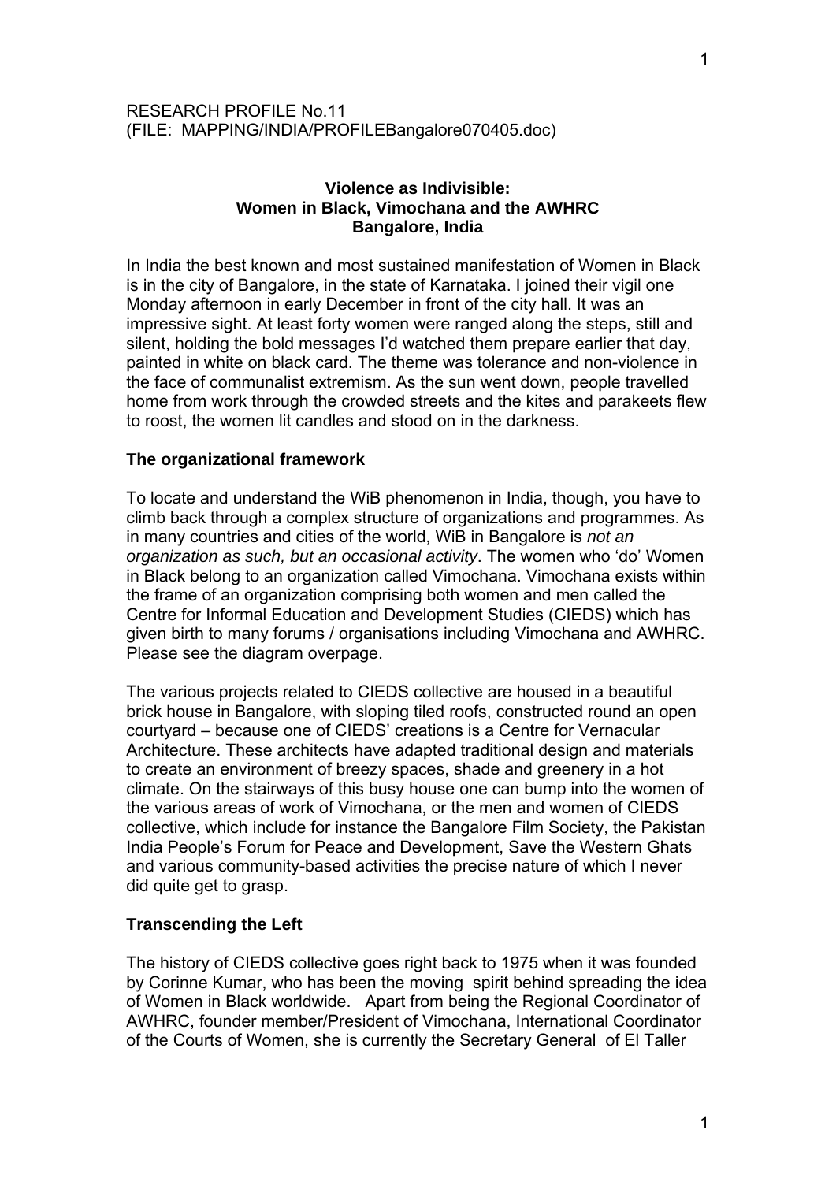RESEARCH PROFILE No.11
(FILE: MAPPING/INDIA/PROFILEBangalore070405.doc)

# Violence as Indivisible: Women in Black, Vimochana and the AWHRC Bangalore, India

In India the best known and most sustained manifestation of Women in Black is in the city of Bangalore, in the state of Karnataka. I joined their vigil one Monday afternoon in early December in front of the city hall. It was an impressive sight. At least forty women were ranged along the steps, still and silent, holding the bold messages I'd watched them prepare earlier that day, painted in white on black card. The theme was tolerance and non-violence in the face of communalist extremism. As the sun went down, people travelled home from work through the crowded streets and the kites and parakeets flew to roost, the women lit candles and stood on in the darkness.

## The organizational framework

To locate and understand the WiB phenomenon in India, though, you have to climb back through a complex structure of organizations and programmes. As in many countries and cities of the world, WiB in Bangalore is *not an organization as such, but an occasional activity*. The women who 'do' Women in Black belong to an organization called Vimochana. Vimochana exists within the frame of an organization comprising both women and men called the Centre for Informal Education and Development Studies (CIEDS) which has given birth to many forums / organisations including Vimochana and AWHRC. Please see the diagram overpage.

The various projects related to CIEDS collective are housed in a beautiful brick house in Bangalore, with sloping tiled roofs, constructed round an open courtyard – because one of CIEDS' creations is a Centre for Vernacular Architecture. These architects have adapted traditional design and materials to create an environment of breezy spaces, shade and greenery in a hot climate. On the stairways of this busy house one can bump into the women of the various areas of work of Vimochana, or the men and women of CIEDS collective, which include for instance the Bangalore Film Society, the Pakistan India People's Forum for Peace and Development, Save the Western Ghats and various community-based activities the precise nature of which I never did quite get to grasp.

## Transcending the Left

The history of CIEDS collective goes right back to 1975 when it was founded by Corinne Kumar, who has been the moving spirit behind spreading the idea of Women in Black worldwide. Apart from being the Regional Coordinator of AWHRC, founder member/President of Vimochana, International Coordinator of the Courts of Women, she is currently the Secretary General of El Taller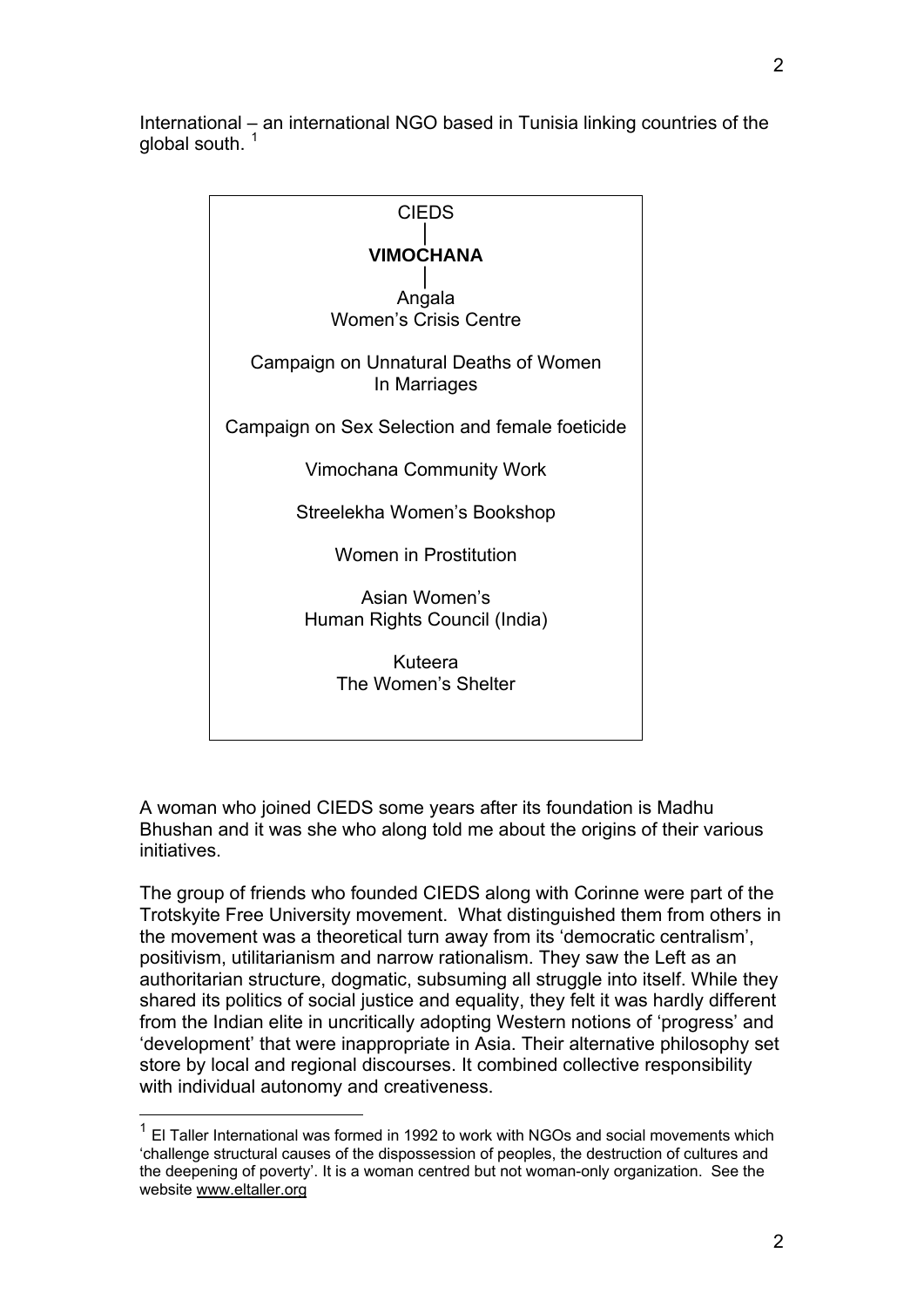International – an international NGO based in Tunisia linking countries of the global south. [1]

CIEDS
|
**VIMOCHANA**
|
Angala
Women's Crisis Centre

Campaign on Unnatural Deaths of Women
In Marriages

Campaign on Sex Selection and female foeticide

Vimochana Community Work

Streelekha Women's Bookshop

Women in Prostitution

Asian Women's
Human Rights Council (India)

Kuteera
The Women's Shelter

A woman who joined CIEDS some years after its foundation is Madhu Bhushan and it was she who along told me about the origins of their various initiatives.

The group of friends who founded CIEDS along with Corinne were part of the Trotskyite Free University movement. What distinguished them from others in the movement was a theoretical turn away from its 'democratic centralism', positivism, utilitarianism and narrow rationalism. They saw the Left as an authoritarian structure, dogmatic, subsuming all struggle into itself. While they shared its politics of social justice and equality, they felt it was hardly different from the Indian elite in uncritically adopting Western notions of 'progress' and 'development' that were inappropriate in Asia. Their alternative philosophy set store by local and regional discourses. It combined collective responsibility with individual autonomy and creativeness.

[1] El Taller International was formed in 1992 to work with NGOs and social movements which 'challenge structural causes of the dispossession of peoples, the destruction of cultures and the deepening of poverty'. It is a woman centred but not woman-only organization. See the website www.eltaller.org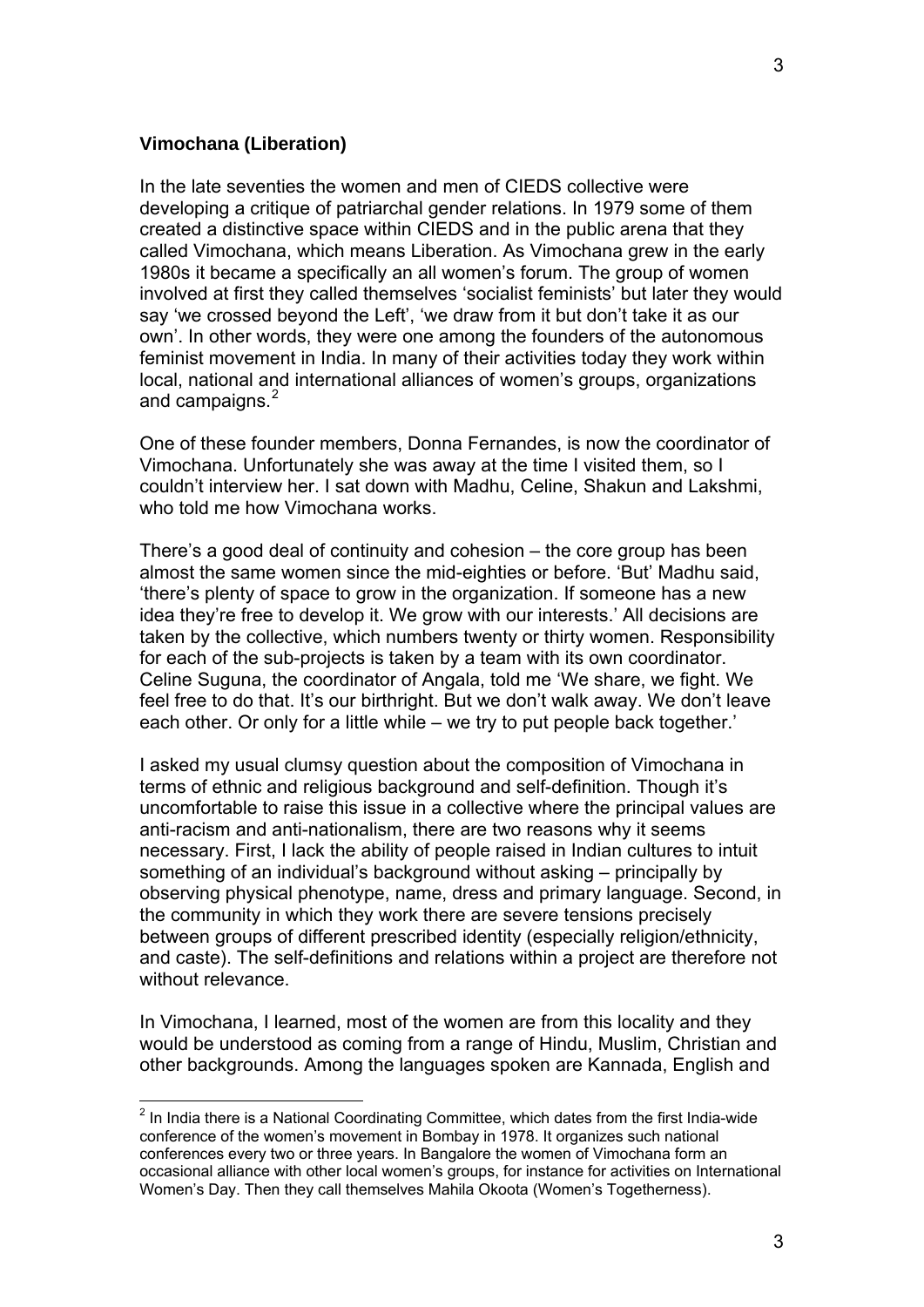**Vimochana (Liberation)**

In the late seventies the women and men of CIEDS collective were developing a critique of patriarchal gender relations. In 1979 some of them created a distinctive space within CIEDS and in the public arena that they called Vimochana, which means Liberation. As Vimochana grew in the early 1980s it became a specifically an all women's forum. The group of women involved at first they called themselves 'socialist feminists' but later they would say 'we crossed beyond the Left', 'we draw from it but don't take it as our own'. In other words, they were one among the founders of the autonomous feminist movement in India. In many of their activities today they work within local, national and international alliances of women's groups, organizations and campaigns.[2]

One of these founder members, Donna Fernandes, is now the coordinator of Vimochana. Unfortunately she was away at the time I visited them, so I couldn't interview her. I sat down with Madhu, Celine, Shakun and Lakshmi, who told me how Vimochana works.

There's a good deal of continuity and cohesion – the core group has been almost the same women since the mid-eighties or before. 'But' Madhu said, 'there's plenty of space to grow in the organization. If someone has a new idea they're free to develop it. We grow with our interests.' All decisions are taken by the collective, which numbers twenty or thirty women. Responsibility for each of the sub-projects is taken by a team with its own coordinator. Celine Suguna, the coordinator of Angala, told me 'We share, we fight. We feel free to do that. It's our birthright. But we don't walk away. We don't leave each other. Or only for a little while – we try to put people back together.'

I asked my usual clumsy question about the composition of Vimochana in terms of ethnic and religious background and self-definition. Though it's uncomfortable to raise this issue in a collective where the principal values are anti-racism and anti-nationalism, there are two reasons why it seems necessary. First, I lack the ability of people raised in Indian cultures to intuit something of an individual's background without asking – principally by observing physical phenotype, name, dress and primary language. Second, in the community in which they work there are severe tensions precisely between groups of different prescribed identity (especially religion/ethnicity, and caste). The self-definitions and relations within a project are therefore not without relevance.

In Vimochana, I learned, most of the women are from this locality and they would be understood as coming from a range of Hindu, Muslim, Christian and other backgrounds. Among the languages spoken are Kannada, English and

---

[2] In India there is a National Coordinating Committee, which dates from the first India-wide conference of the women's movement in Bombay in 1978. It organizes such national conferences every two or three years. In Bangalore the women of Vimochana form an occasional alliance with other local women's groups, for instance for activities on International Women's Day. Then they call themselves Mahila Okoota (Women's Togetherness).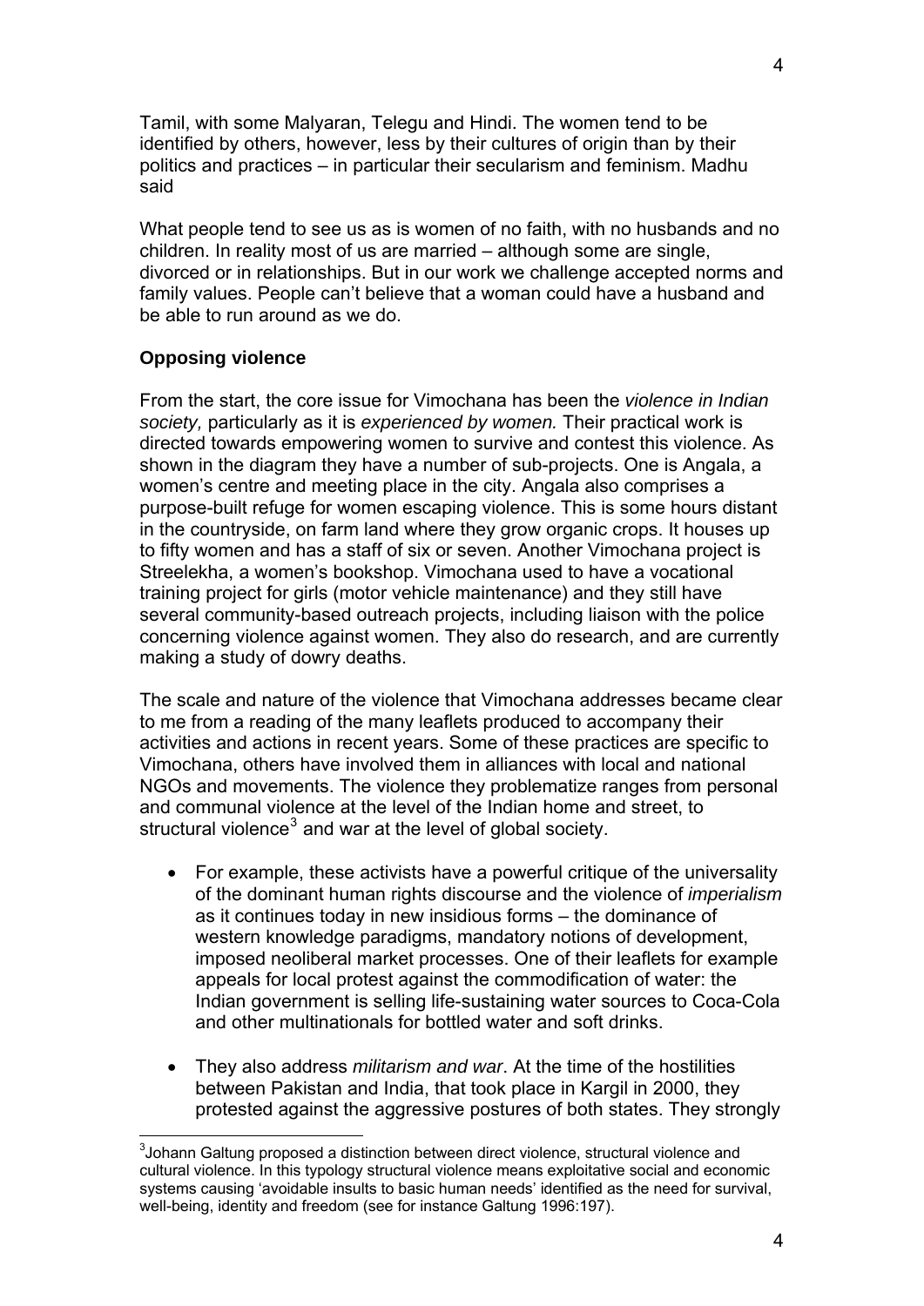Tamil, with some Malyaran, Telegu and Hindi. The women tend to be identified by others, however, less by their cultures of origin than by their politics and practices – in particular their secularism and feminism. Madhu said

What people tend to see us as is women of no faith, with no husbands and no children. In reality most of us are married – although some are single, divorced or in relationships. But in our work we challenge accepted norms and family values. People can't believe that a woman could have a husband and be able to run around as we do.

### Opposing violence

From the start, the core issue for Vimochana has been the *violence in Indian society,* particularly as it is *experienced by women.* Their practical work is directed towards empowering women to survive and contest this violence. As shown in the diagram they have a number of sub-projects. One is Angala, a women's centre and meeting place in the city. Angala also comprises a purpose-built refuge for women escaping violence. This is some hours distant in the countryside, on farm land where they grow organic crops. It houses up to fifty women and has a staff of six or seven. Another Vimochana project is Streelekha, a women's bookshop. Vimochana used to have a vocational training project for girls (motor vehicle maintenance) and they still have several community-based outreach projects, including liaison with the police concerning violence against women. They also do research, and are currently making a study of dowry deaths.

The scale and nature of the violence that Vimochana addresses became clear to me from a reading of the many leaflets produced to accompany their activities and actions in recent years. Some of these practices are specific to Vimochana, others have involved them in alliances with local and national NGOs and movements. The violence they problematize ranges from personal and communal violence at the level of the Indian home and street, to structural violence[3] and war at the level of global society.

- For example, these activists have a powerful critique of the universality of the dominant human rights discourse and the violence of *imperialism* as it continues today in new insidious forms – the dominance of western knowledge paradigms, mandatory notions of development, imposed neoliberal market processes. One of their leaflets for example appeals for local protest against the commodification of water: the Indian government is selling life-sustaining water sources to Coca-Cola and other multinationals for bottled water and soft drinks.

- They also address *militarism and war*. At the time of the hostilities between Pakistan and India, that took place in Kargil in 2000, they protested against the aggressive postures of both states. They strongly

---

[3] Johann Galtung proposed a distinction between direct violence, structural violence and cultural violence. In this typology structural violence means exploitative social and economic systems causing 'avoidable insults to basic human needs' identified as the need for survival, well-being, identity and freedom (see for instance Galtung 1996:197).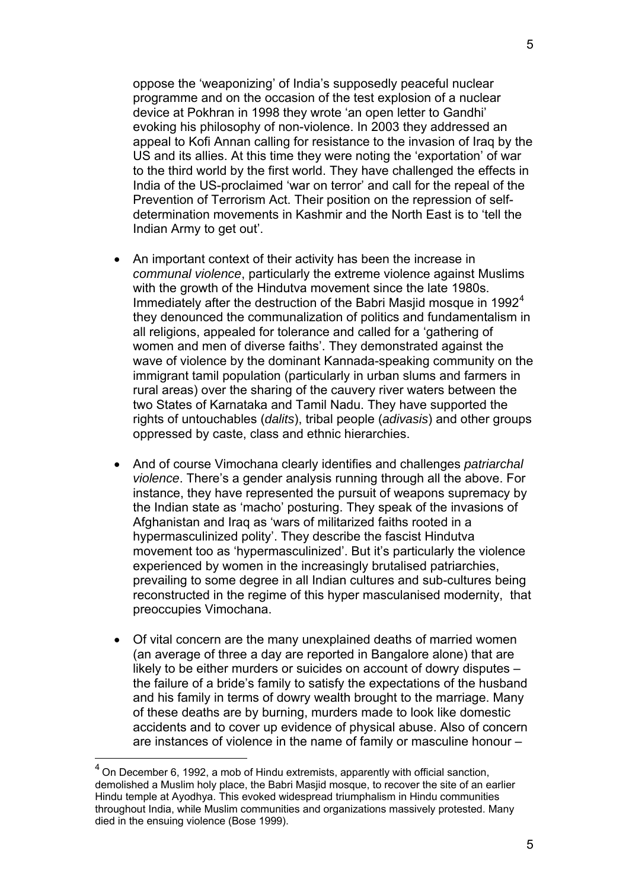oppose the 'weaponizing' of India's supposedly peaceful nuclear programme and on the occasion of the test explosion of a nuclear device at Pokhran in 1998 they wrote 'an open letter to Gandhi' evoking his philosophy of non-violence. In 2003 they addressed an appeal to Kofi Annan calling for resistance to the invasion of Iraq by the US and its allies. At this time they were noting the 'exportation' of war to the third world by the first world. They have challenged the effects in India of the US-proclaimed 'war on terror' and call for the repeal of the Prevention of Terrorism Act. Their position on the repression of self-determination movements in Kashmir and the North East is to 'tell the Indian Army to get out'.

- An important context of their activity has been the increase in *communal violence*, particularly the extreme violence against Muslims with the growth of the Hindutva movement since the late 1980s. Immediately after the destruction of the Babri Masjid mosque in 1992[4] they denounced the communalization of politics and fundamentalism in all religions, appealed for tolerance and called for a 'gathering of women and men of diverse faiths'. They demonstrated against the wave of violence by the dominant Kannada-speaking community on the immigrant tamil population (particularly in urban slums and farmers in rural areas) over the sharing of the cauvery river waters between the two States of Karnataka and Tamil Nadu. They have supported the rights of untouchables (*dalits*), tribal people (*adivasis*) and other groups oppressed by caste, class and ethnic hierarchies.

- And of course Vimochana clearly identifies and challenges *patriarchal violence*. There's a gender analysis running through all the above. For instance, they have represented the pursuit of weapons supremacy by the Indian state as 'macho' posturing. They speak of the invasions of Afghanistan and Iraq as 'wars of militarized faiths rooted in a hypermasculinized polity'. They describe the fascist Hindutva movement too as 'hypermasculinized'. But it's particularly the violence experienced by women in the increasingly brutalised patriarchies, prevailing to some degree in all Indian cultures and sub-cultures being reconstructed in the regime of this hyper masculanised modernity, that preoccupies Vimochana.

- Of vital concern are the many unexplained deaths of married women (an average of three a day are reported in Bangalore alone) that are likely to be either murders or suicides on account of dowry disputes – the failure of a bride's family to satisfy the expectations of the husband and his family in terms of dowry wealth brought to the marriage. Many of these deaths are by burning, murders made to look like domestic accidents and to cover up evidence of physical abuse. Also of concern are instances of violence in the name of family or masculine honour –

[4] On December 6, 1992, a mob of Hindu extremists, apparently with official sanction, demolished a Muslim holy place, the Babri Masjid mosque, to recover the site of an earlier Hindu temple at Ayodhya. This evoked widespread triumphalism in Hindu communities throughout India, while Muslim communities and organizations massively protested. Many died in the ensuing violence (Bose 1999).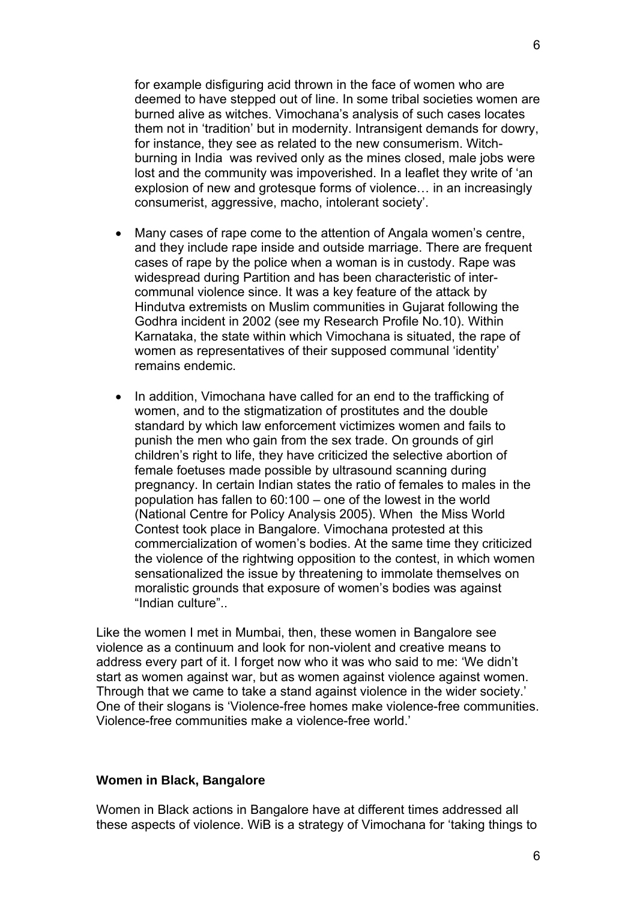for example disfiguring acid thrown in the face of women who are deemed to have stepped out of line. In some tribal societies women are burned alive as witches. Vimochana's analysis of such cases locates them not in 'tradition' but in modernity. Intransigent demands for dowry, for instance, they see as related to the new consumerism. Witch-burning in India was revived only as the mines closed, male jobs were lost and the community was impoverished. In a leaflet they write of 'an explosion of new and grotesque forms of violence… in an increasingly consumerist, aggressive, macho, intolerant society'.

- Many cases of rape come to the attention of Angala women's centre, and they include rape inside and outside marriage. There are frequent cases of rape by the police when a woman is in custody. Rape was widespread during Partition and has been characteristic of inter-communal violence since. It was a key feature of the attack by Hindutva extremists on Muslim communities in Gujarat following the Godhra incident in 2002 (see my Research Profile No.10). Within Karnataka, the state within which Vimochana is situated, the rape of women as representatives of their supposed communal 'identity' remains endemic.

- In addition, Vimochana have called for an end to the trafficking of women, and to the stigmatization of prostitutes and the double standard by which law enforcement victimizes women and fails to punish the men who gain from the sex trade. On grounds of girl children's right to life, they have criticized the selective abortion of female foetuses made possible by ultrasound scanning during pregnancy. In certain Indian states the ratio of females to males in the population has fallen to 60:100 – one of the lowest in the world (National Centre for Policy Analysis 2005). When the Miss World Contest took place in Bangalore. Vimochana protested at this commercialization of women's bodies. At the same time they criticized the violence of the rightwing opposition to the contest, in which women sensationalized the issue by threatening to immolate themselves on moralistic grounds that exposure of women's bodies was against "Indian culture"..

Like the women I met in Mumbai, then, these women in Bangalore see violence as a continuum and look for non-violent and creative means to address every part of it. I forget now who it was who said to me: 'We didn't start as women against war, but as women against violence against women. Through that we came to take a stand against violence in the wider society.' One of their slogans is 'Violence-free homes make violence-free communities. Violence-free communities make a violence-free world.'

**Women in Black, Bangalore**

Women in Black actions in Bangalore have at different times addressed all these aspects of violence. WiB is a strategy of Vimochana for 'taking things to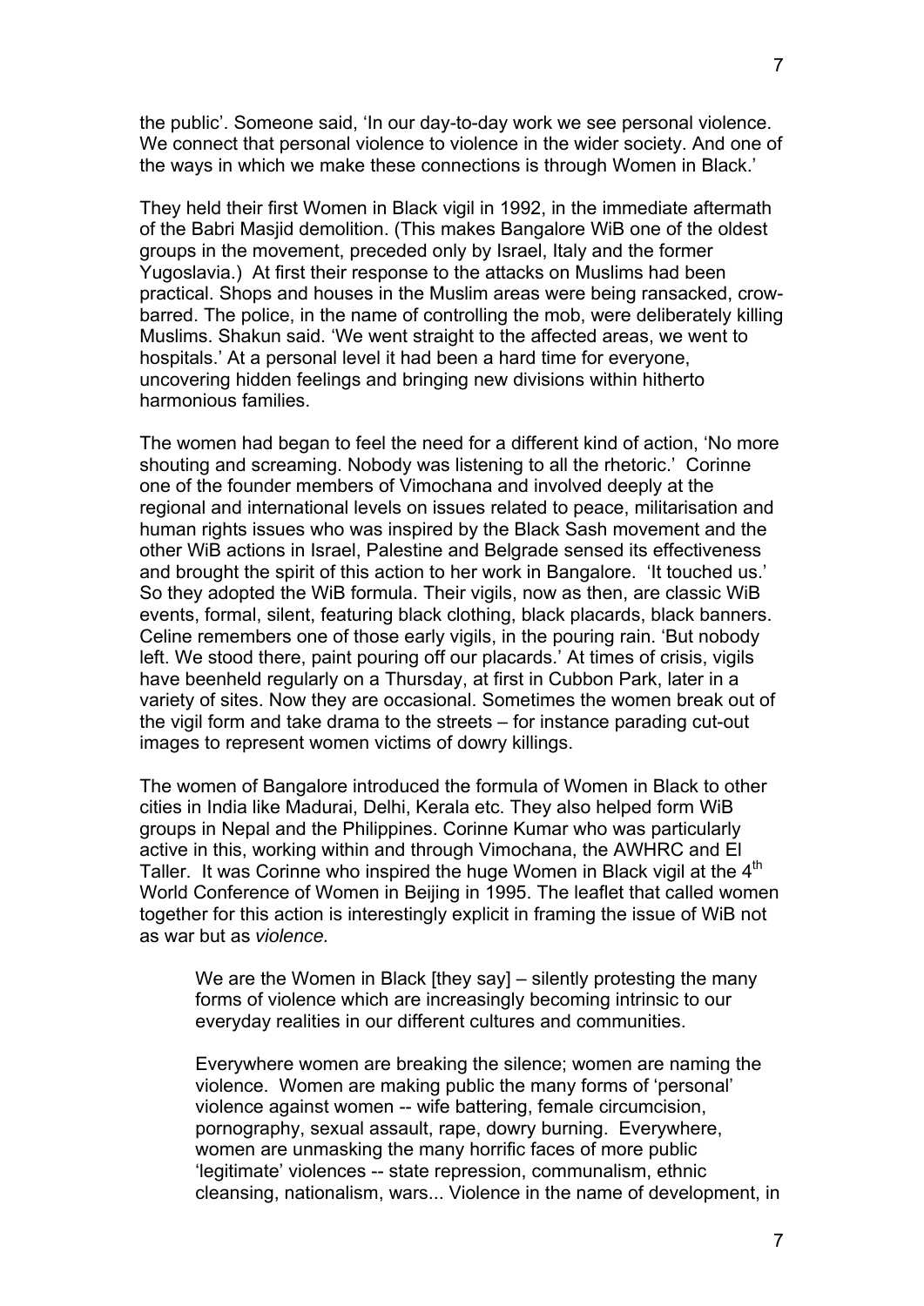the public'. Someone said, 'In our day-to-day work we see personal violence. We connect that personal violence to violence in the wider society. And one of the ways in which we make these connections is through Women in Black.'

They held their first Women in Black vigil in 1992, in the immediate aftermath of the Babri Masjid demolition. (This makes Bangalore WiB one of the oldest groups in the movement, preceded only by Israel, Italy and the former Yugoslavia.) At first their response to the attacks on Muslims had been practical. Shops and houses in the Muslim areas were being ransacked, crow-barred. The police, in the name of controlling the mob, were deliberately killing Muslims. Shakun said. 'We went straight to the affected areas, we went to hospitals.' At a personal level it had been a hard time for everyone, uncovering hidden feelings and bringing new divisions within hitherto harmonious families.

The women had began to feel the need for a different kind of action, 'No more shouting and screaming. Nobody was listening to all the rhetoric.' Corinne one of the founder members of Vimochana and involved deeply at the regional and international levels on issues related to peace, militarisation and human rights issues who was inspired by the Black Sash movement and the other WiB actions in Israel, Palestine and Belgrade sensed its effectiveness and brought the spirit of this action to her work in Bangalore. 'It touched us.' So they adopted the WiB formula. Their vigils, now as then, are classic WiB events, formal, silent, featuring black clothing, black placards, black banners. Celine remembers one of those early vigils, in the pouring rain. 'But nobody left. We stood there, paint pouring off our placards.' At times of crisis, vigils have beenheld regularly on a Thursday, at first in Cubbon Park, later in a variety of sites. Now they are occasional. Sometimes the women break out of the vigil form and take drama to the streets – for instance parading cut-out images to represent women victims of dowry killings.

The women of Bangalore introduced the formula of Women in Black to other cities in India like Madurai, Delhi, Kerala etc. They also helped form WiB groups in Nepal and the Philippines. Corinne Kumar who was particularly active in this, working within and through Vimochana, the AWHRC and El Taller. It was Corinne who inspired the huge Women in Black vigil at the 4th World Conference of Women in Beijing in 1995. The leaflet that called women together for this action is interestingly explicit in framing the issue of WiB not as war but as *violence.*

> We are the Women in Black [they say] – silently protesting the many forms of violence which are increasingly becoming intrinsic to our everyday realities in our different cultures and communities.
>
> Everywhere women are breaking the silence; women are naming the violence. Women are making public the many forms of 'personal' violence against women -- wife battering, female circumcision, pornography, sexual assault, rape, dowry burning. Everywhere, women are unmasking the many horrific faces of more public 'legitimate' violences -- state repression, communalism, ethnic cleansing, nationalism, wars... Violence in the name of development, in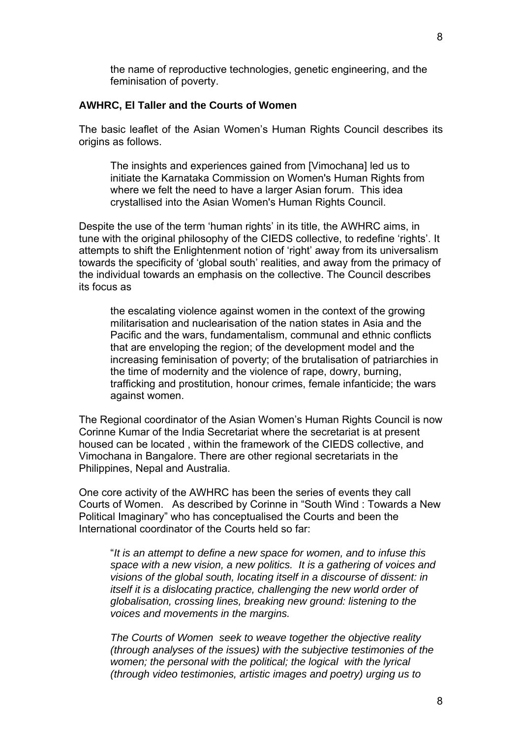> the name of reproductive technologies, genetic engineering, and the feminisation of poverty.

**AWHRC, El Taller and the Courts of Women**

The basic leaflet of the Asian Women's Human Rights Council describes its origins as follows.

> The insights and experiences gained from [Vimochana] led us to initiate the Karnataka Commission on Women's Human Rights from where we felt the need to have a larger Asian forum. This idea crystallised into the Asian Women's Human Rights Council.

Despite the use of the term 'human rights' in its title, the AWHRC aims, in tune with the original philosophy of the CIEDS collective, to redefine 'rights'. It attempts to shift the Enlightenment notion of 'right' away from its universalism towards the specificity of 'global south' realities, and away from the primacy of the individual towards an emphasis on the collective. The Council describes its focus as

> the escalating violence against women in the context of the growing militarisation and nuclearisation of the nation states in Asia and the Pacific and the wars, fundamentalism, communal and ethnic conflicts that are enveloping the region; of the development model and the increasing feminisation of poverty; of the brutalisation of patriarchies in the time of modernity and the violence of rape, dowry, burning, trafficking and prostitution, honour crimes, female infanticide; the wars against women.

The Regional coordinator of the Asian Women's Human Rights Council is now Corinne Kumar of the India Secretariat where the secretariat is at present housed can be located , within the framework of the CIEDS collective, and Vimochana in Bangalore. There are other regional secretariats in the Philippines, Nepal and Australia.

One core activity of the AWHRC has been the series of events they call Courts of Women. As described by Corinne in "South Wind : Towards a New Political Imaginary" who has conceptualised the Courts and been the International coordinator of the Courts held so far:

> "*It is an attempt to define a new space for women, and to infuse this space with a new vision, a new politics. It is a gathering of voices and visions of the global south, locating itself in a discourse of dissent: in itself it is a dislocating practice, challenging the new world order of globalisation, crossing lines, breaking new ground: listening to the voices and movements in the margins.*
>
> *The Courts of Women seek to weave together the objective reality (through analyses of the issues) with the subjective testimonies of the women; the personal with the political; the logical with the lyrical (through video testimonies, artistic images and poetry) urging us to*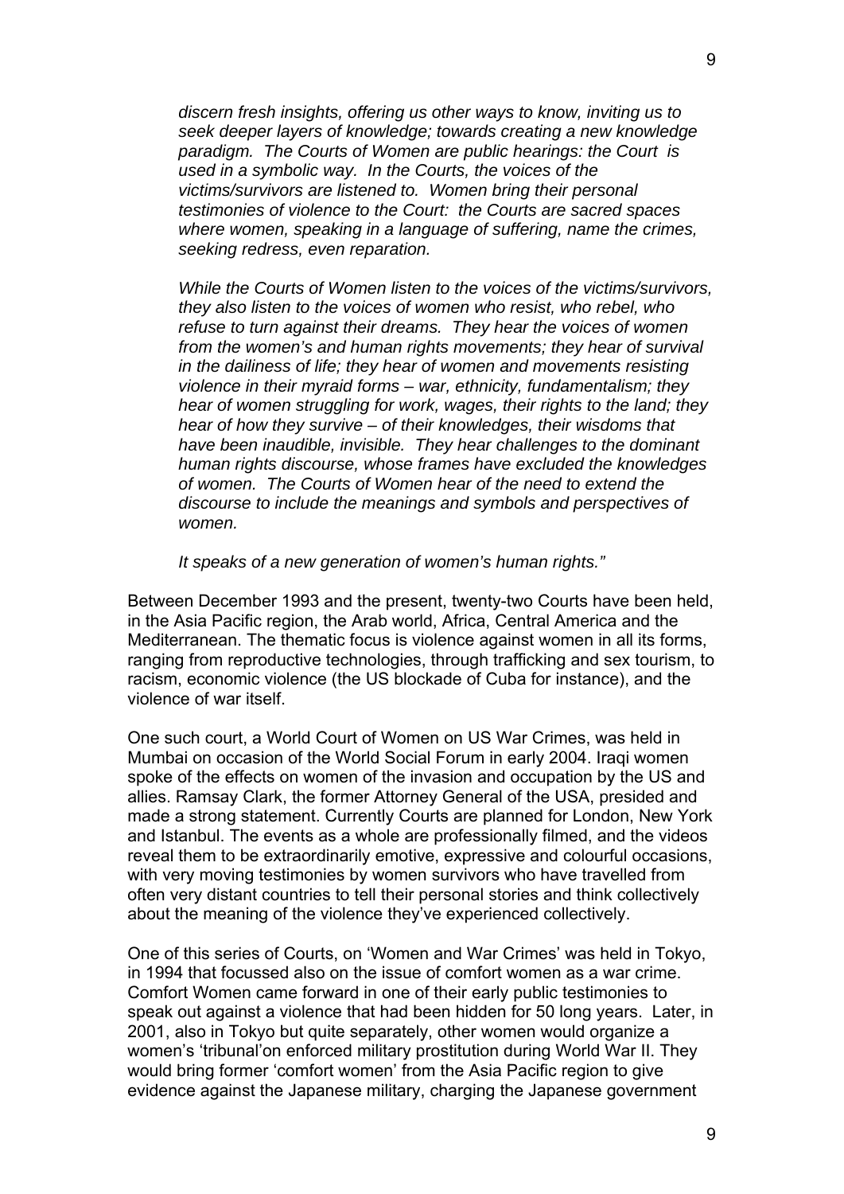*discern fresh insights, offering us other ways to know, inviting us to seek deeper layers of knowledge; towards creating a new knowledge paradigm. The Courts of Women are public hearings: the Court is used in a symbolic way. In the Courts, the voices of the victims/survivors are listened to. Women bring their personal testimonies of violence to the Court: the Courts are sacred spaces where women, speaking in a language of suffering, name the crimes, seeking redress, even reparation.*

*While the Courts of Women listen to the voices of the victims/survivors, they also listen to the voices of women who resist, who rebel, who refuse to turn against their dreams. They hear the voices of women from the women's and human rights movements; they hear of survival in the dailiness of life; they hear of women and movements resisting violence in their myraid forms – war, ethnicity, fundamentalism; they hear of women struggling for work, wages, their rights to the land; they hear of how they survive – of their knowledges, their wisdoms that have been inaudible, invisible. They hear challenges to the dominant human rights discourse, whose frames have excluded the knowledges of women. The Courts of Women hear of the need to extend the discourse to include the meanings and symbols and perspectives of women.*

*It speaks of a new generation of women's human rights."*

Between December 1993 and the present, twenty-two Courts have been held, in the Asia Pacific region, the Arab world, Africa, Central America and the Mediterranean. The thematic focus is violence against women in all its forms, ranging from reproductive technologies, through trafficking and sex tourism, to racism, economic violence (the US blockade of Cuba for instance), and the violence of war itself.

One such court, a World Court of Women on US War Crimes, was held in Mumbai on occasion of the World Social Forum in early 2004. Iraqi women spoke of the effects on women of the invasion and occupation by the US and allies. Ramsay Clark, the former Attorney General of the USA, presided and made a strong statement. Currently Courts are planned for London, New York and Istanbul. The events as a whole are professionally filmed, and the videos reveal them to be extraordinarily emotive, expressive and colourful occasions, with very moving testimonies by women survivors who have travelled from often very distant countries to tell their personal stories and think collectively about the meaning of the violence they've experienced collectively.

One of this series of Courts, on 'Women and War Crimes' was held in Tokyo, in 1994 that focussed also on the issue of comfort women as a war crime. Comfort Women came forward in one of their early public testimonies to speak out against a violence that had been hidden for 50 long years. Later, in 2001, also in Tokyo but quite separately, other women would organize a women's 'tribunal'on enforced military prostitution during World War II. They would bring former 'comfort women' from the Asia Pacific region to give evidence against the Japanese military, charging the Japanese government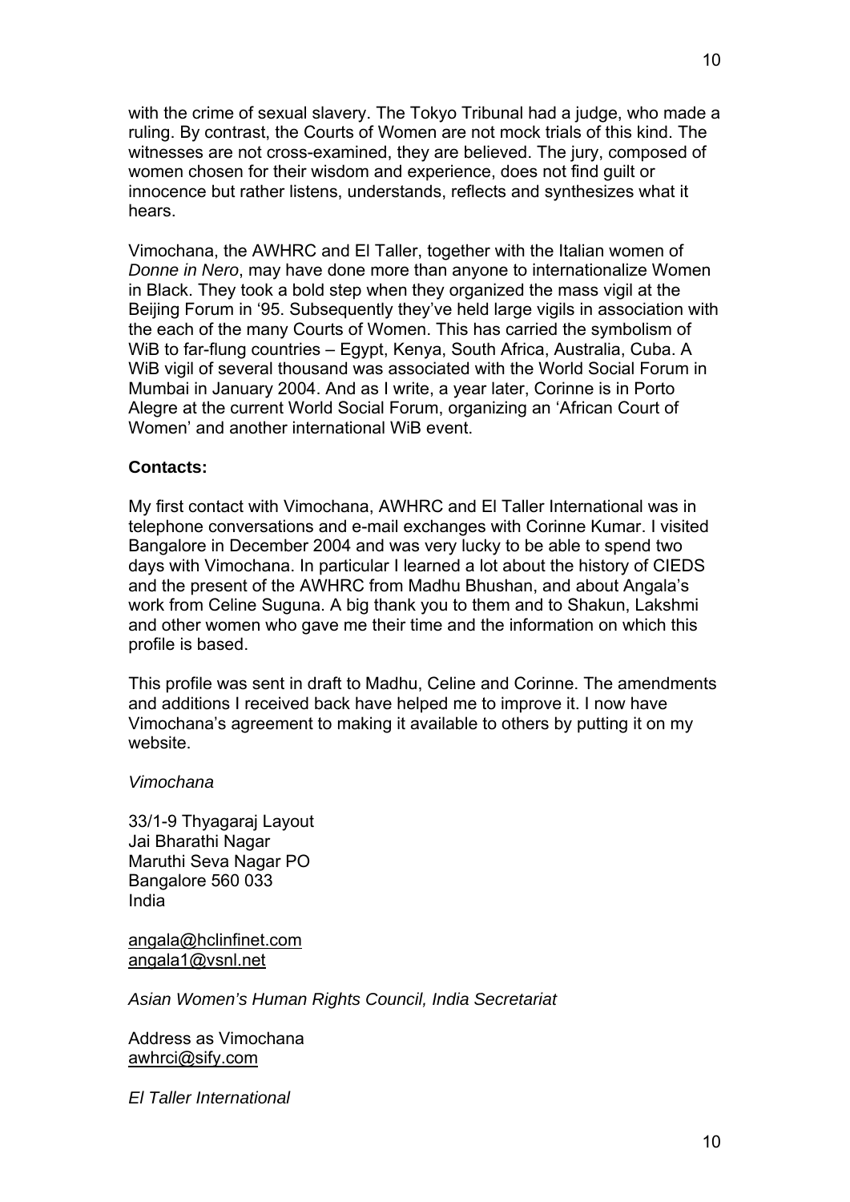with the crime of sexual slavery. The Tokyo Tribunal had a judge, who made a ruling. By contrast, the Courts of Women are not mock trials of this kind. The witnesses are not cross-examined, they are believed. The jury, composed of women chosen for their wisdom and experience, does not find guilt or innocence but rather listens, understands, reflects and synthesizes what it hears.

Vimochana, the AWHRC and El Taller, together with the Italian women of *Donne in Nero*, may have done more than anyone to internationalize Women in Black. They took a bold step when they organized the mass vigil at the Beijing Forum in '95. Subsequently they've held large vigils in association with the each of the many Courts of Women. This has carried the symbolism of WiB to far-flung countries – Egypt, Kenya, South Africa, Australia, Cuba. A WiB vigil of several thousand was associated with the World Social Forum in Mumbai in January 2004. And as I write, a year later, Corinne is in Porto Alegre at the current World Social Forum, organizing an 'African Court of Women' and another international WiB event.

**Contacts:**

My first contact with Vimochana, AWHRC and El Taller International was in telephone conversations and e-mail exchanges with Corinne Kumar. I visited Bangalore in December 2004 and was very lucky to be able to spend two days with Vimochana. In particular I learned a lot about the history of CIEDS and the present of the AWHRC from Madhu Bhushan, and about Angala's work from Celine Suguna. A big thank you to them and to Shakun, Lakshmi and other women who gave me their time and the information on which this profile is based.

This profile was sent in draft to Madhu, Celine and Corinne. The amendments and additions I received back have helped me to improve it. I now have Vimochana's agreement to making it available to others by putting it on my website.

*Vimochana*

33/1-9 Thyagaraj Layout
Jai Bharathi Nagar
Maruthi Seva Nagar PO
Bangalore 560 033
India

angala@hclinfinet.com
angala1@vsnl.net

*Asian Women's Human Rights Council, India Secretariat*

Address as Vimochana
awhrci@sify.com

*El Taller International*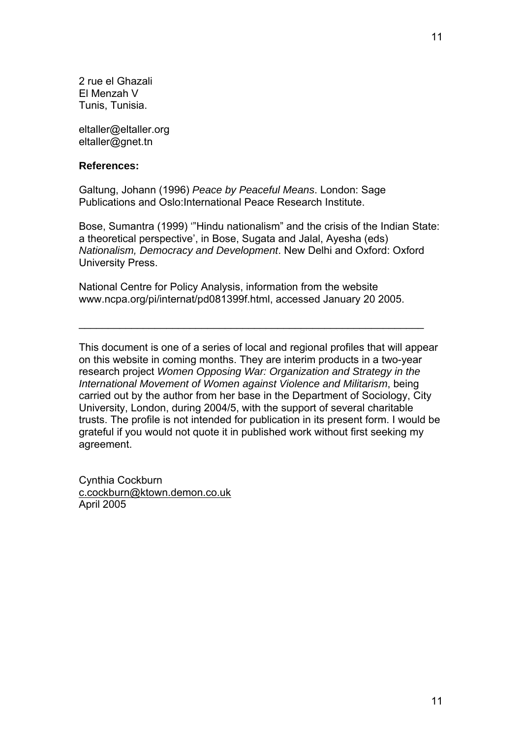2 rue el Ghazali
El Menzah V
Tunis, Tunisia.

eltaller@eltaller.org
eltaller@gnet.tn

**References:**

Galtung, Johann (1996) *Peace by Peaceful Means*. London: Sage Publications and Oslo:International Peace Research Institute.

Bose, Sumantra (1999) '"Hindu nationalism" and the crisis of the Indian State: a theoretical perspective', in Bose, Sugata and Jalal, Ayesha (eds) *Nationalism, Democracy and Development*. New Delhi and Oxford: Oxford University Press.

National Centre for Policy Analysis, information from the website www.ncpa.org/pi/internat/pd081399f.html, accessed January 20 2005.

---

This document is one of a series of local and regional profiles that will appear on this website in coming months. They are interim products in a two-year research project *Women Opposing War: Organization and Strategy in the International Movement of Women against Violence and Militarism*, being carried out by the author from her base in the Department of Sociology, City University, London, during 2004/5, with the support of several charitable trusts. The profile is not intended for publication in its present form. I would be grateful if you would not quote it in published work without first seeking my agreement.

Cynthia Cockburn
c.cockburn@ktown.demon.co.uk
April 2005